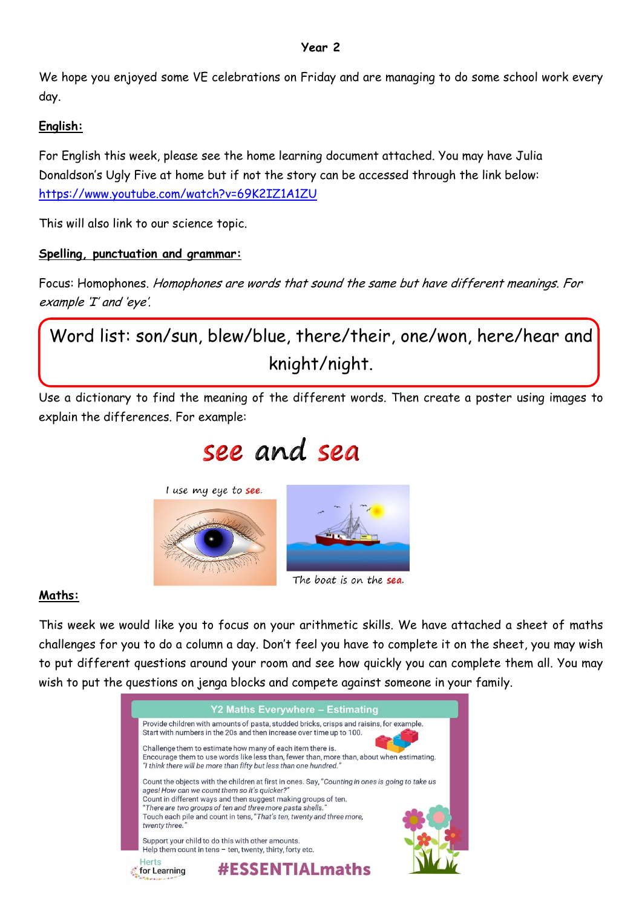**Year 2**

We hope you enjoyed some VE celebrations on Friday and are managing to do some school work every day.

**English:**

For English this week, please see the home learning document attached. You may have Julia Donaldson's Ugly Five at home but if not the story can be accessed through the link below: https://www.youtube.com/watch?v=69K2IZ1A1ZU

This will also link to our science topic.

**Spelling, punctuation and grammar:**

Focus: Homophones. *Homophones are words that sound the same but have different meanings. For example 'I' and 'eye'.*

Word list: son/sun, blew/blue, there/their, one/won, here/hear and knight/night.

Use a dictionary to find the meaning of the different words. Then create a poster using images to explain the differences. For example:

**see and sea**

I use my eye to **see**.

The boat is on the **sea**.

**Maths:**

This week we would like you to focus on your arithmetic skills. We have attached a sheet of maths challenges for you to do a column a day. Don't feel you have to complete it on the sheet, you may wish to put different questions around your room and see how quickly you can complete them all. You may wish to put the questions on jenga blocks and compete against someone in your family.

**Y2 Maths Everywhere – Estimating**

Provide children with amounts of pasta, studded bricks, crisps and raisins, for example. Start with numbers in the 20s and then increase over time up to 100.

Challenge them to estimate how many of each item there is. Encourage them to use words like less than, fewer than, more than, about when estimating. *"I think there will be more than fifty but less than one hundred."*

Count the objects with the children at first in ones. Say, *"Counting in ones is going to take us ages! How can we count them so it's quicker?"* Count in different ways and then suggest making groups of ten. *"There are two groups of ten and three more pasta shells."* Touch each pile and count in tens, *"That's ten, twenty and three more, twenty three."*

Support your child to do this with other amounts. Help them count in tens – ten, twenty, thirty, forty etc.

Herts for Learning

#ESSENTIALmaths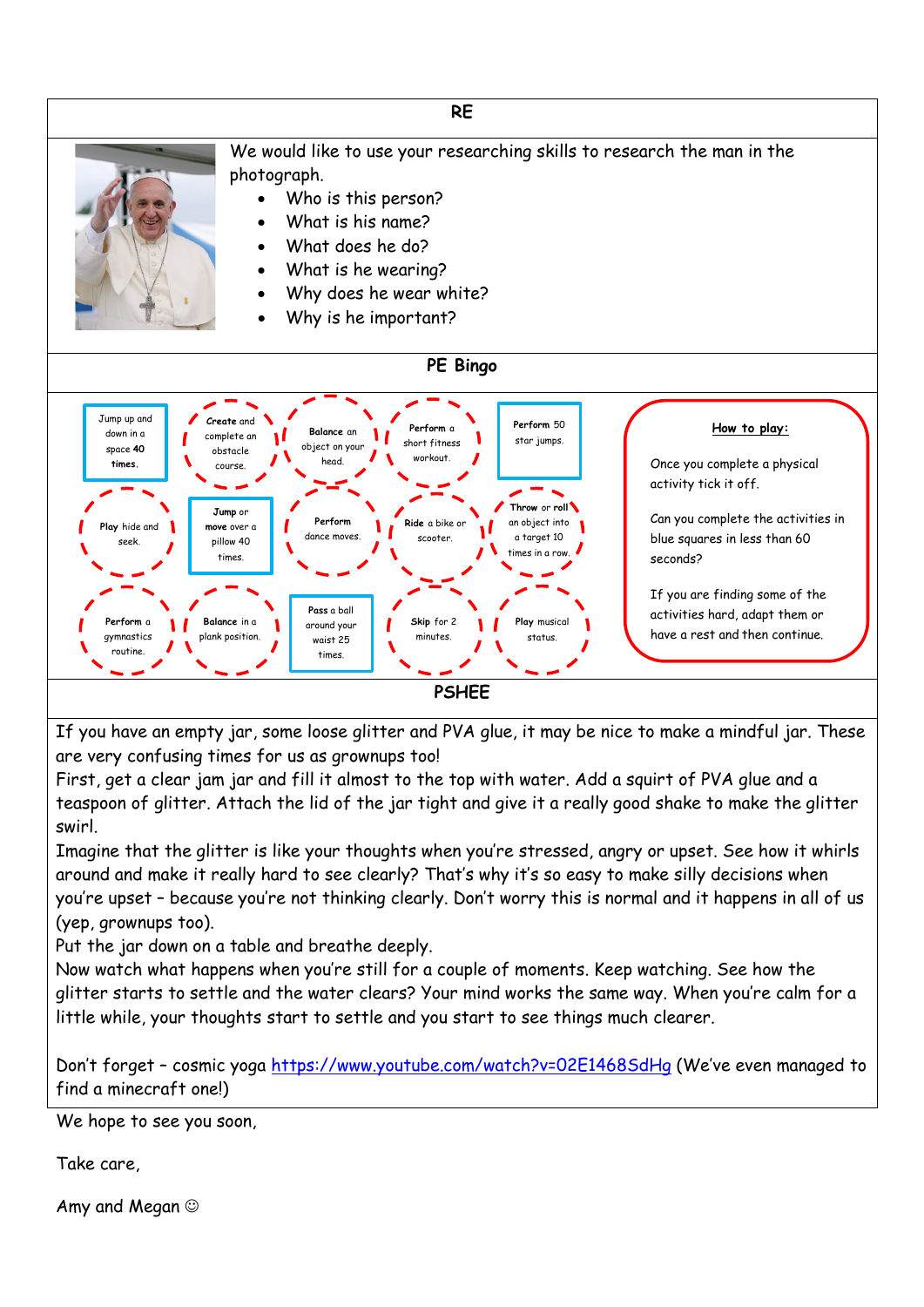## RE

We would like to use your researching skills to research the man in the photograph.

- Who is this person?
- What is his name?
- What does he do?
- What is he wearing?
- Why does he wear white?
- Why is he important?

## PE Bingo

| | | | | |
|---|---|---|---|---|
| **Jump** up and down in a space **40 times.** | **Create** and complete an obstacle course. | **Balance** an object on your head. | **Perform** a short fitness workout. | **Perform** 50 star jumps. |
| **Play** hide and seek. | **Jump** or **move** over a pillow 40 times. | **Perform** dance moves. | **Ride** a bike or scooter. | **Throw** or **roll** an object into a target 10 times in a row. |
| **Perform** a gymnastics routine. | **Balance** in a plank position. | **Pass** a ball around your waist 25 times. | **Skip** for 2 minutes. | **Play** musical status. |

**How to play:**

Once you complete a physical activity tick it off.

Can you complete the activities in blue squares in less than 60 seconds?

If you are finding some of the activities hard, adapt them or have a rest and then continue.

## PSHEE

If you have an empty jar, some loose glitter and PVA glue, it may be nice to make a mindful jar. These are very confusing times for us as grownups too!

First, get a clear jam jar and fill it almost to the top with water. Add a squirt of PVA glue and a teaspoon of glitter. Attach the lid of the jar tight and give it a really good shake to make the glitter swirl.

Imagine that the glitter is like your thoughts when you're stressed, angry or upset. See how it whirls around and make it really hard to see clearly? That's why it's so easy to make silly decisions when you're upset – because you're not thinking clearly. Don't worry this is normal and it happens in all of us (yep, grownups too).

Put the jar down on a table and breathe deeply.

Now watch what happens when you're still for a couple of moments. Keep watching. See how the glitter starts to settle and the water clears? Your mind works the same way. When you're calm for a little while, your thoughts start to settle and you start to see things much clearer.

Don't forget – cosmic yoga https://www.youtube.com/watch?v=02E1468SdHg (We've even managed to find a minecraft one!)

We hope to see you soon,

Take care,

Amy and Megan ☺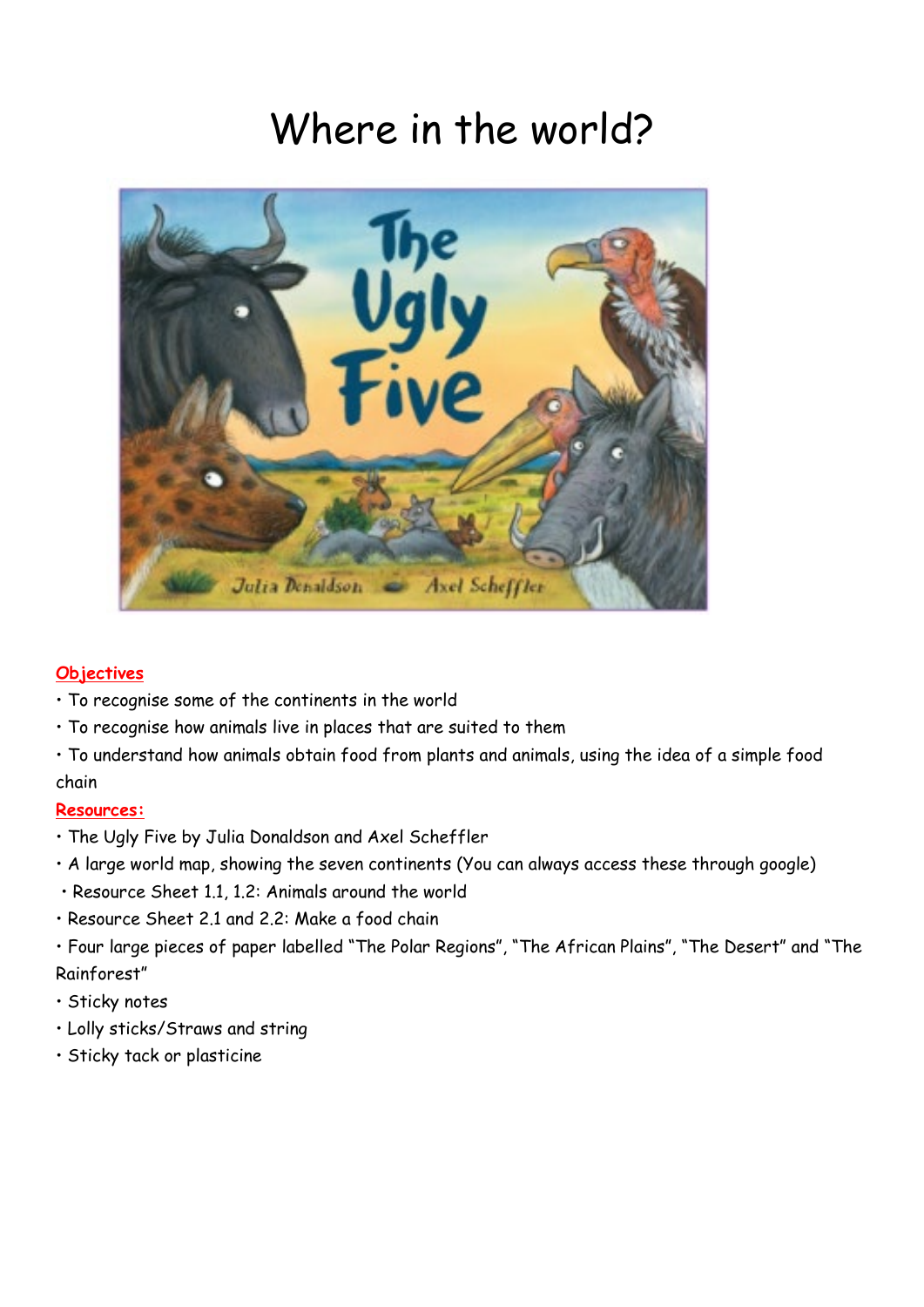# Where in the world?

**Objectives**

- To recognise some of the continents in the world
- To recognise how animals live in places that are suited to them
- To understand how animals obtain food from plants and animals, using the idea of a simple food chain

**Resources:**

- The Ugly Five by Julia Donaldson and Axel Scheffler
- A large world map, showing the seven continents (You can always access these through google)
- Resource Sheet 1.1, 1.2: Animals around the world
- Resource Sheet 2.1 and 2.2: Make a food chain
- Four large pieces of paper labelled "The Polar Regions", "The African Plains", "The Desert" and "The Rainforest"
- Sticky notes
- Lolly sticks/Straws and string
- Sticky tack or plasticine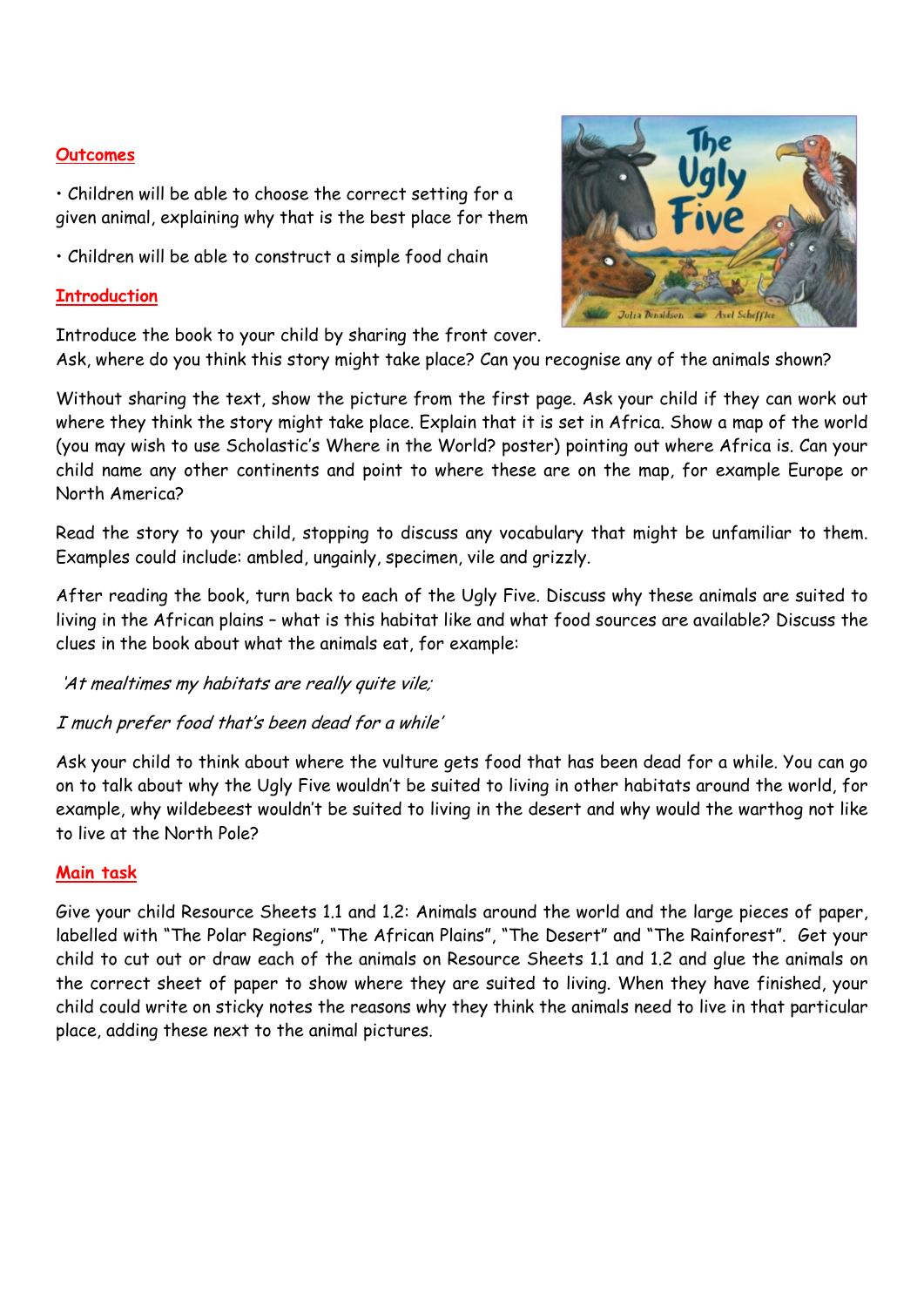## Outcomes

• Children will be able to choose the correct setting for a given animal, explaining why that is the best place for them

• Children will be able to construct a simple food chain

## Introduction

Introduce the book to your child by sharing the front cover. Ask, where do you think this story might take place? Can you recognise any of the animals shown?

Without sharing the text, show the picture from the first page. Ask your child if they can work out where they think the story might take place. Explain that it is set in Africa. Show a map of the world (you may wish to use Scholastic's Where in the World? poster) pointing out where Africa is. Can your child name any other continents and point to where these are on the map, for example Europe or North America?

Read the story to your child, stopping to discuss any vocabulary that might be unfamiliar to them. Examples could include: ambled, ungainly, specimen, vile and grizzly.

After reading the book, turn back to each of the Ugly Five. Discuss why these animals are suited to living in the African plains – what is this habitat like and what food sources are available? Discuss the clues in the book about what the animals eat, for example:

*'At mealtimes my habitats are really quite vile;*

*I much prefer food that's been dead for a while'*

Ask your child to think about where the vulture gets food that has been dead for a while. You can go on to talk about why the Ugly Five wouldn't be suited to living in other habitats around the world, for example, why wildebeest wouldn't be suited to living in the desert and why would the warthog not like to live at the North Pole?

## Main task

Give your child Resource Sheets 1.1 and 1.2: Animals around the world and the large pieces of paper, labelled with "The Polar Regions", "The African Plains", "The Desert" and "The Rainforest". Get your child to cut out or draw each of the animals on Resource Sheets 1.1 and 1.2 and glue the animals on the correct sheet of paper to show where they are suited to living. When they have finished, your child could write on sticky notes the reasons why they think the animals need to live in that particular place, adding these next to the animal pictures.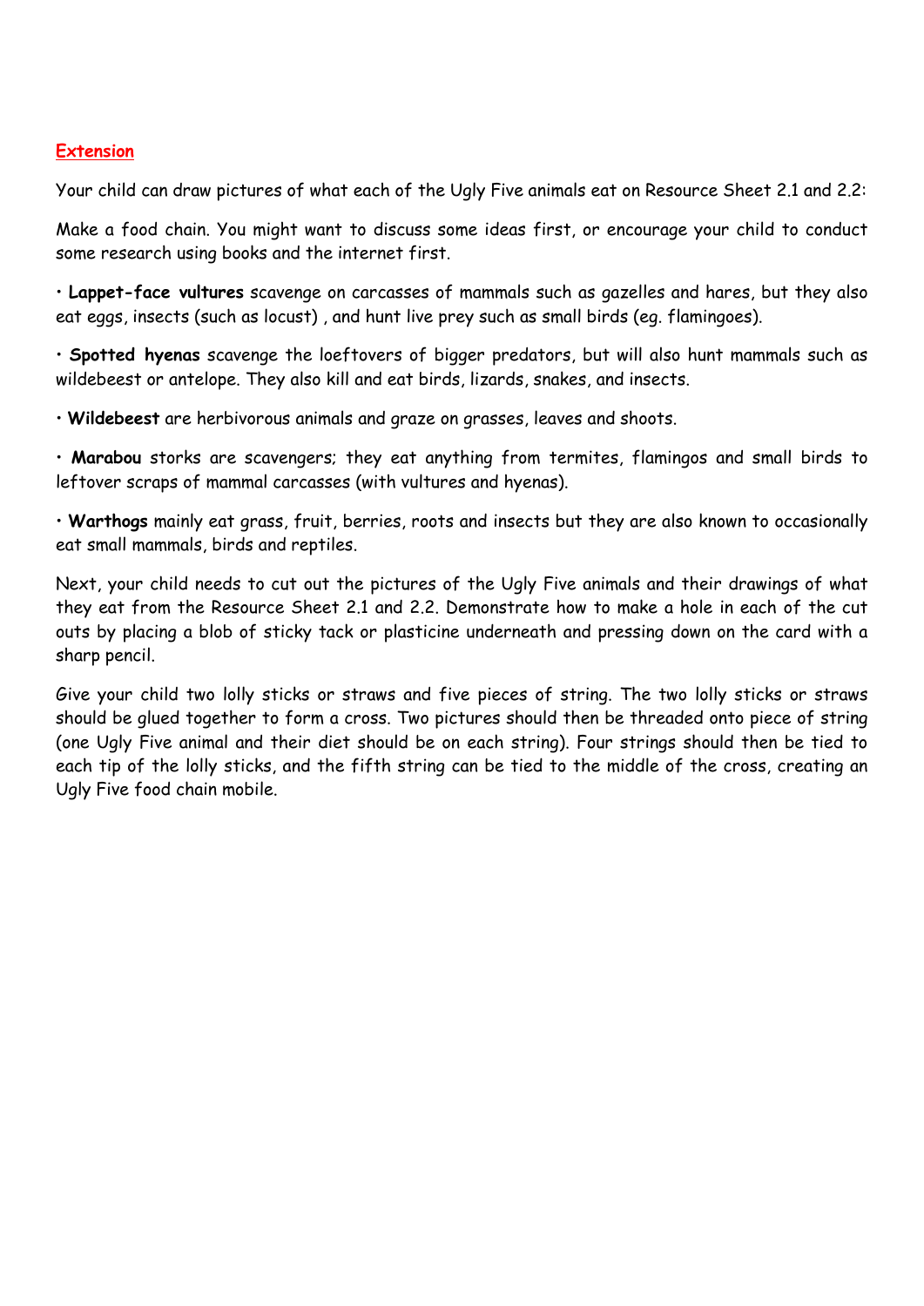**Extension**

Your child can draw pictures of what each of the Ugly Five animals eat on Resource Sheet 2.1 and 2.2:

Make a food chain. You might want to discuss some ideas first, or encourage your child to conduct some research using books and the internet first.

• **Lappet-face vultures** scavenge on carcasses of mammals such as gazelles and hares, but they also eat eggs, insects (such as locust) , and hunt live prey such as small birds (eg. flamingoes).

• **Spotted hyenas** scavenge the loeftovers of bigger predators, but will also hunt mammals such as wildebeest or antelope. They also kill and eat birds, lizards, snakes, and insects.

• **Wildebeest** are herbivorous animals and graze on grasses, leaves and shoots.

• **Marabou** storks are scavengers; they eat anything from termites, flamingos and small birds to leftover scraps of mammal carcasses (with vultures and hyenas).

• **Warthogs** mainly eat grass, fruit, berries, roots and insects but they are also known to occasionally eat small mammals, birds and reptiles.

Next, your child needs to cut out the pictures of the Ugly Five animals and their drawings of what they eat from the Resource Sheet 2.1 and 2.2. Demonstrate how to make a hole in each of the cut outs by placing a blob of sticky tack or plasticine underneath and pressing down on the card with a sharp pencil.

Give your child two lolly sticks or straws and five pieces of string. The two lolly sticks or straws should be glued together to form a cross. Two pictures should then be threaded onto piece of string (one Ugly Five animal and their diet should be on each string). Four strings should then be tied to each tip of the lolly sticks, and the fifth string can be tied to the middle of the cross, creating an Ugly Five food chain mobile.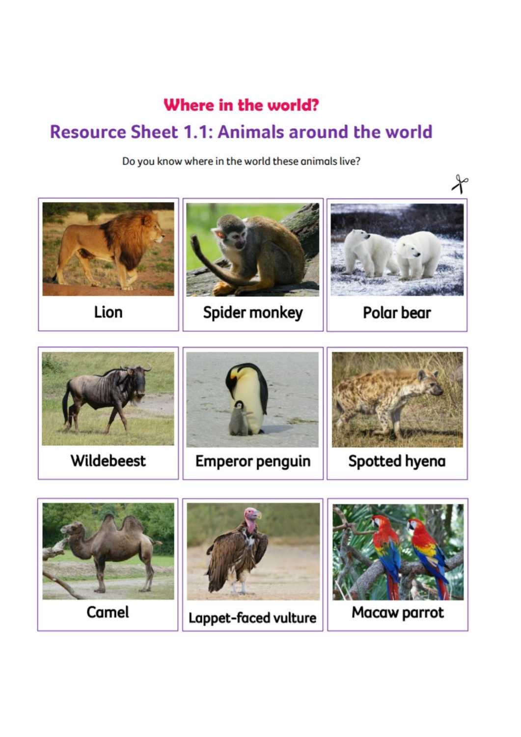## Where in the world?

# Resource Sheet 1.1: Animals around the world

Do you know where in the world these animals live?

| | | |
|---|---|---|
| Lion | Spider monkey | Polar bear |
| Wildebeest | Emperor penguin | Spotted hyena |
| Camel | Lappet-faced vulture | Macaw parrot |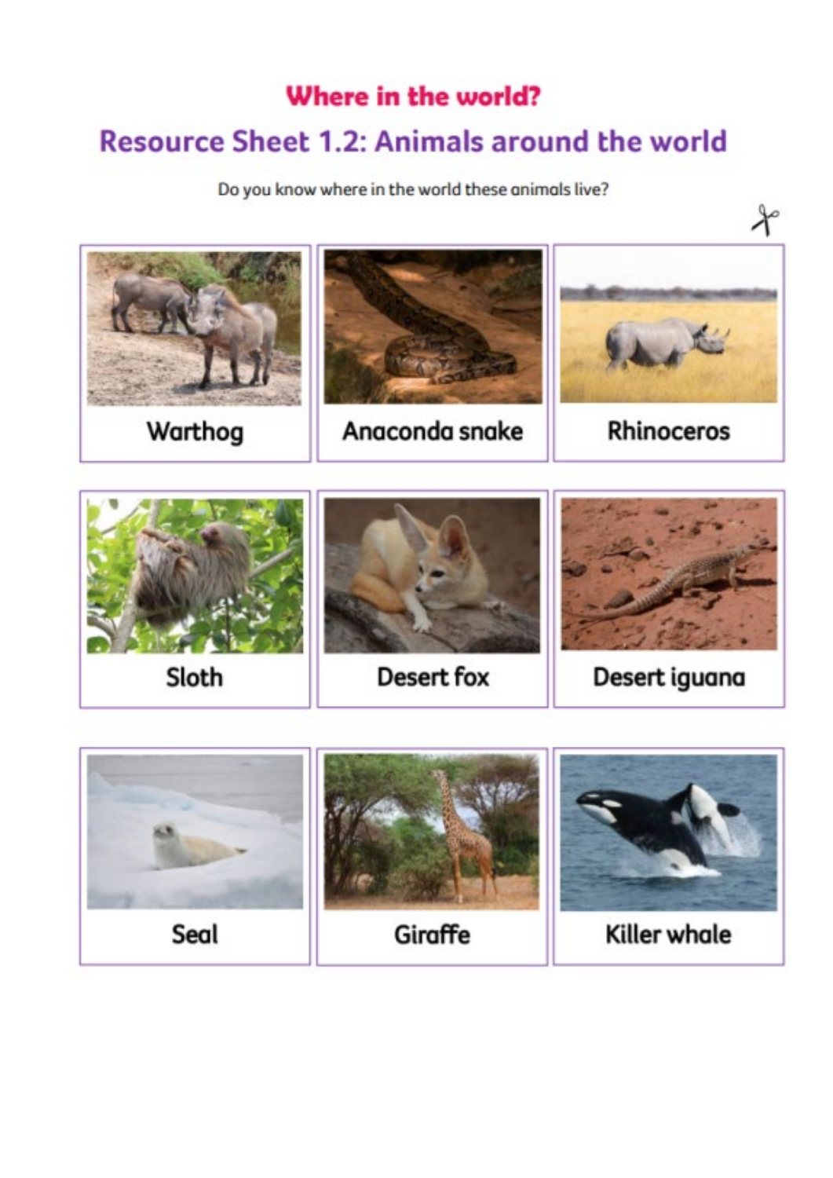# Where in the world?

## Resource Sheet 1.2: Animals around the world

Do you know where in the world these animals live?

| | | |
|---|---|---|
| Warthog | Anaconda snake | Rhinoceros |
| Sloth | Desert fox | Desert iguana |
| Seal | Giraffe | Killer whale |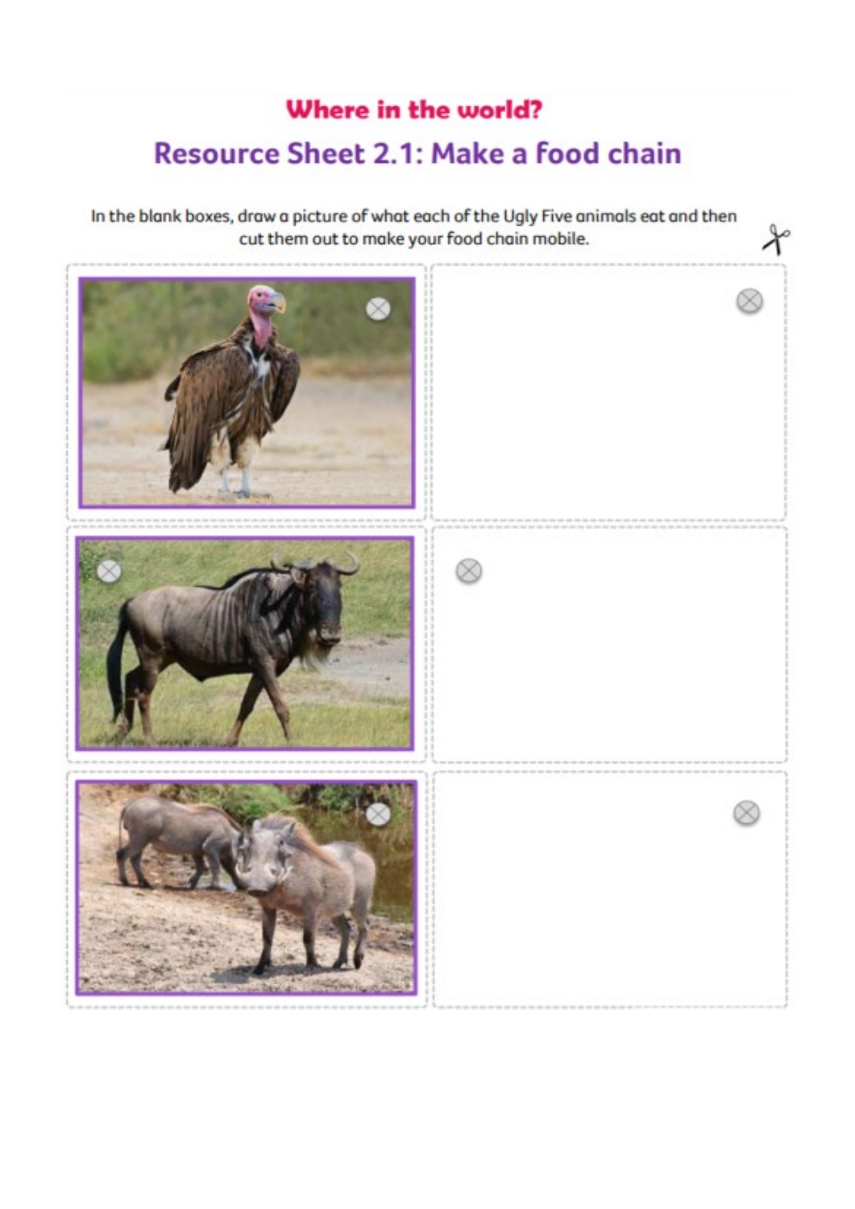**Where in the world?**

## Resource Sheet 2.1: Make a food chain

In the blank boxes, draw a picture of what each of the Ugly Five animals eat and then cut them out to make your food chain mobile.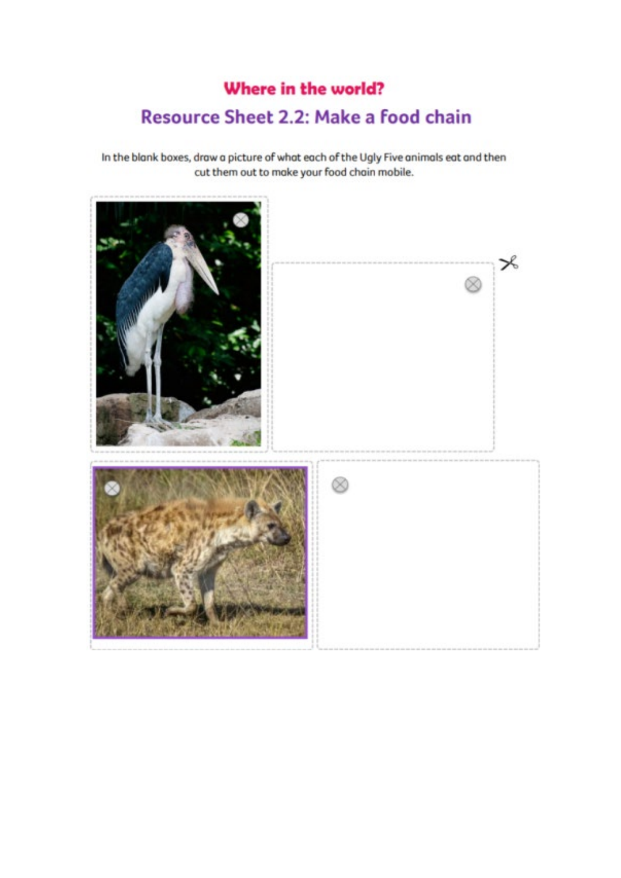# Where in the world?

## Resource Sheet 2.2: Make a food chain

In the blank boxes, draw a picture of what each of the Ugly Five animals eat and then cut them out to make your food chain mobile.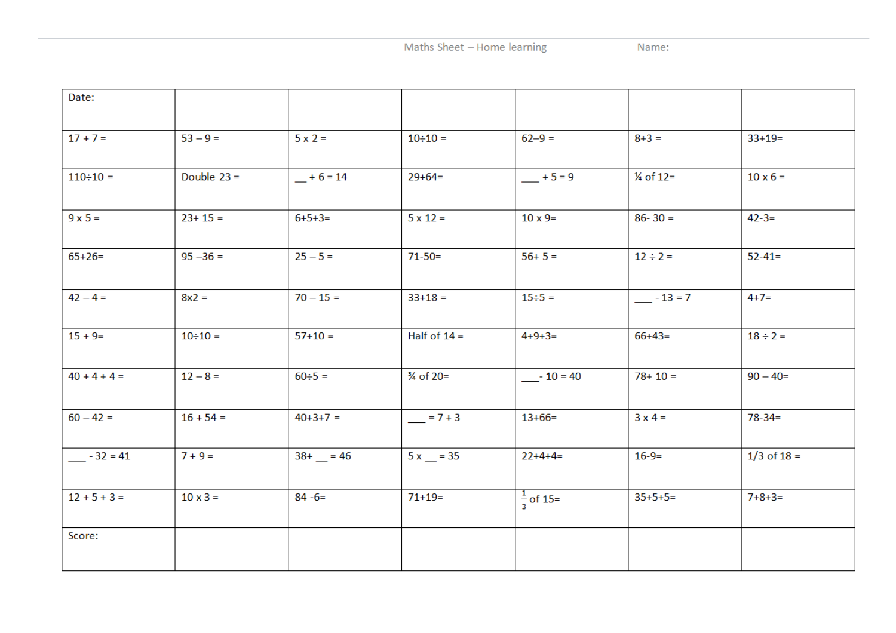Maths Sheet – Home learning Name:

| | | | | | | |
|---|---|---|---|---|---|---|
| Date: | | | | | | |
| 17 + 7 = | 53 – 9 = | 5 x 2 = | 10÷10 = | 62–9 = | 8+3 = | 33+19= |
| 110÷10 = | Double 23 = | __ + 6 = 14 | 29+64= | ___ + 5 = 9 | ¼ of 12= | 10 x 6 = |
| 9 x 5 = | 23+ 15 = | 6+5+3= | 5 x 12 = | 10 x 9= | 86- 30 = | 42-3= |
| 65+26= | 95 –36 = | 25 – 5 = | 71-50= | 56+ 5 = | 12 ÷ 2 = | 52-41= |
| 42 – 4 = | 8x2 = | 70 – 15 = | 33+18 = | 15÷5 = | ___ - 13 = 7 | 4+7= |
| 15 + 9= | 10÷10 = | 57+10 = | Half of 14 = | 4+9+3= | 66+43= | 18 ÷ 2 = |
| 40 + 4 + 4 = | 12 – 8 = | 60÷5 = | ¾ of 20= | ___- 10 = 40 | 78+ 10 = | 90 – 40= |
| 60 – 42 = | 16 + 54 = | 40+3+7 = | ___ = 7 + 3 | 13+66= | 3 x 4 = | 78-34= |
| ___ - 32 = 41 | 7 + 9 = | 38+ __ = 46 | 5 x __ = 35 | 22+4+4= | 16-9= | 1/3 of 18 = |
| 12 + 5 + 3 = | 10 x 3 = | 84 -6= | 71+19= | $\frac{1}{3}$ of 15= | 35+5+5= | 7+8+3= |
| Score: | | | | | | |